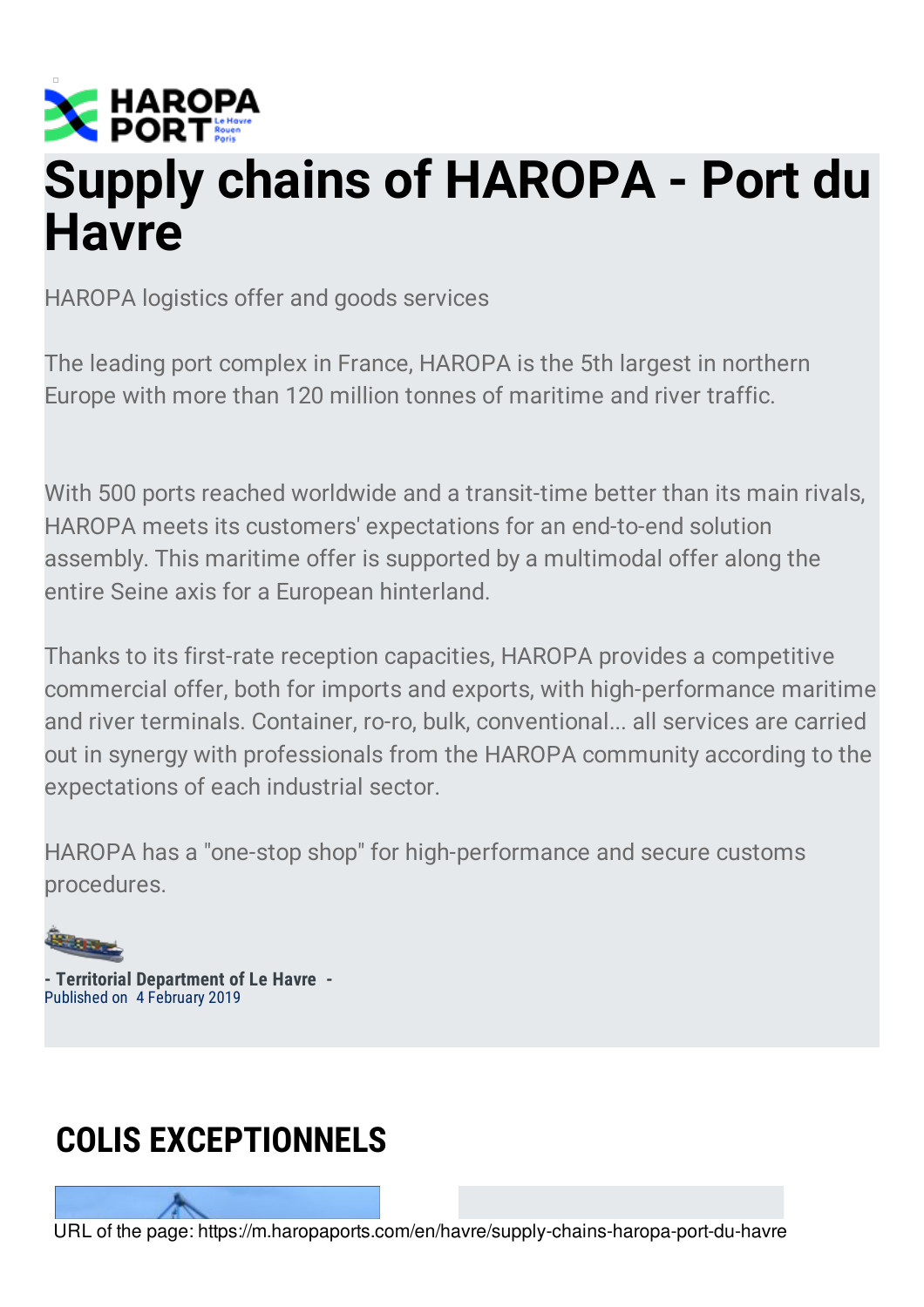# Supply chains of HAROPA - Port du Havre

HAROPA logistics offer and goods services

The leading port complex in France, HAROPA is the 5th largest in northern Europe with more than 120 million tonnes of maritime and river traffic.

With 500 ports reached worldwide and a transit-time better than its main rivals, HAROPA meets its customers' expectations for an end-to-end solution assembly. This maritime offer is supported by a multimodal offer along the entire Seine axis for a European hinterland.

Thanks to its first-rate reception capacities, HAROPA provides a competitive commercial offer, both for imports and exports, with high-performance maritime and river terminals. Container, ro-ro, bulk, conventional... all services are carried out in synergy with professionals from the HAROPA community according to the expectations of each industrial sector.

HAROPA has a "one-stop shop" for high-performance and secure customs procedures.

**- Territorial Department of Le Havre -**
Published on 4 February 2019

## COLIS EXCEPTIONNELS

URL of the page: https://m.haropaports.com/en/havre/supply-chains-haropa-port-du-havre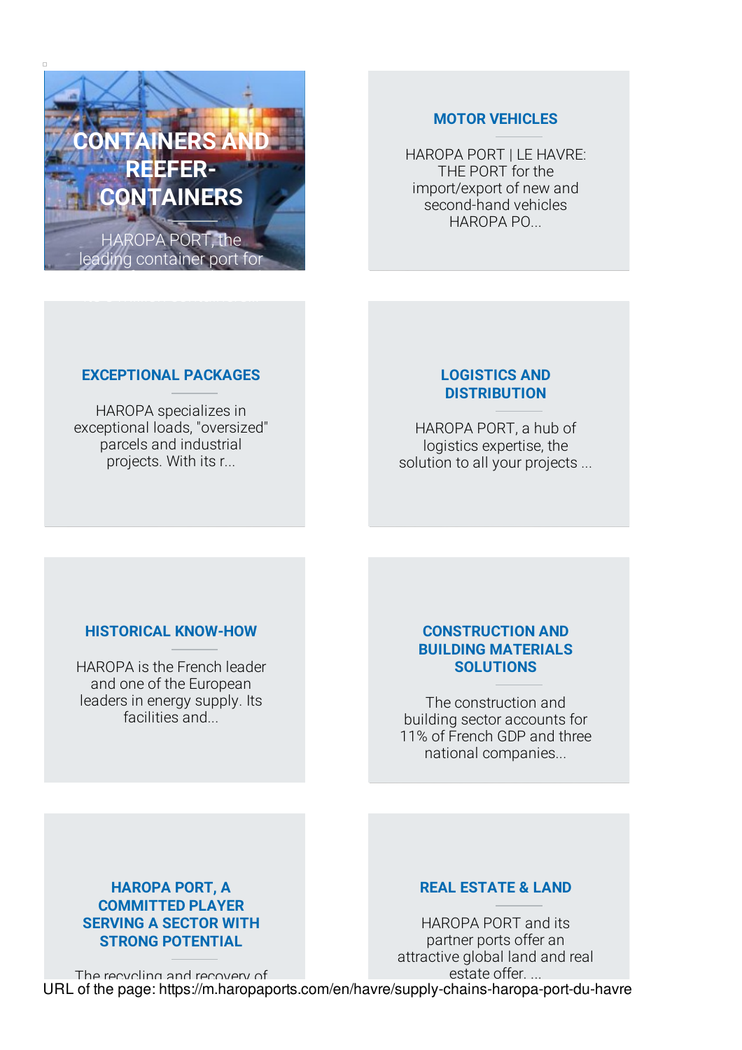## CONTAINERS AND REEFER-CONTAINERS

HAROPA PORT, the leading container port for

## MOTOR VEHICLES

HAROPA PORT | LE HAVRE: THE PORT for the import/export of new and second-hand vehicles HAROPA PO...

## EXCEPTIONAL PACKAGES

HAROPA specializes in exceptional loads, "oversized" parcels and industrial projects. With its r...

## LOGISTICS AND DISTRIBUTION

HAROPA PORT, a hub of logistics expertise, the solution to all your projects ...

## HISTORICAL KNOW-HOW

HAROPA is the French leader and one of the European leaders in energy supply. Its facilities and...

## CONSTRUCTION AND BUILDING MATERIALS SOLUTIONS

The construction and building sector accounts for 11% of French GDP and three national companies...

## HAROPA PORT, A COMMITTED PLAYER SERVING A SECTOR WITH STRONG POTENTIAL

The recycling and recovery of

## REAL ESTATE & LAND

HAROPA PORT and its partner ports offer an attractive global land and real estate offer. ...

URL of the page: https://m.haropaports.com/en/havre/supply-chains-haropa-port-du-havre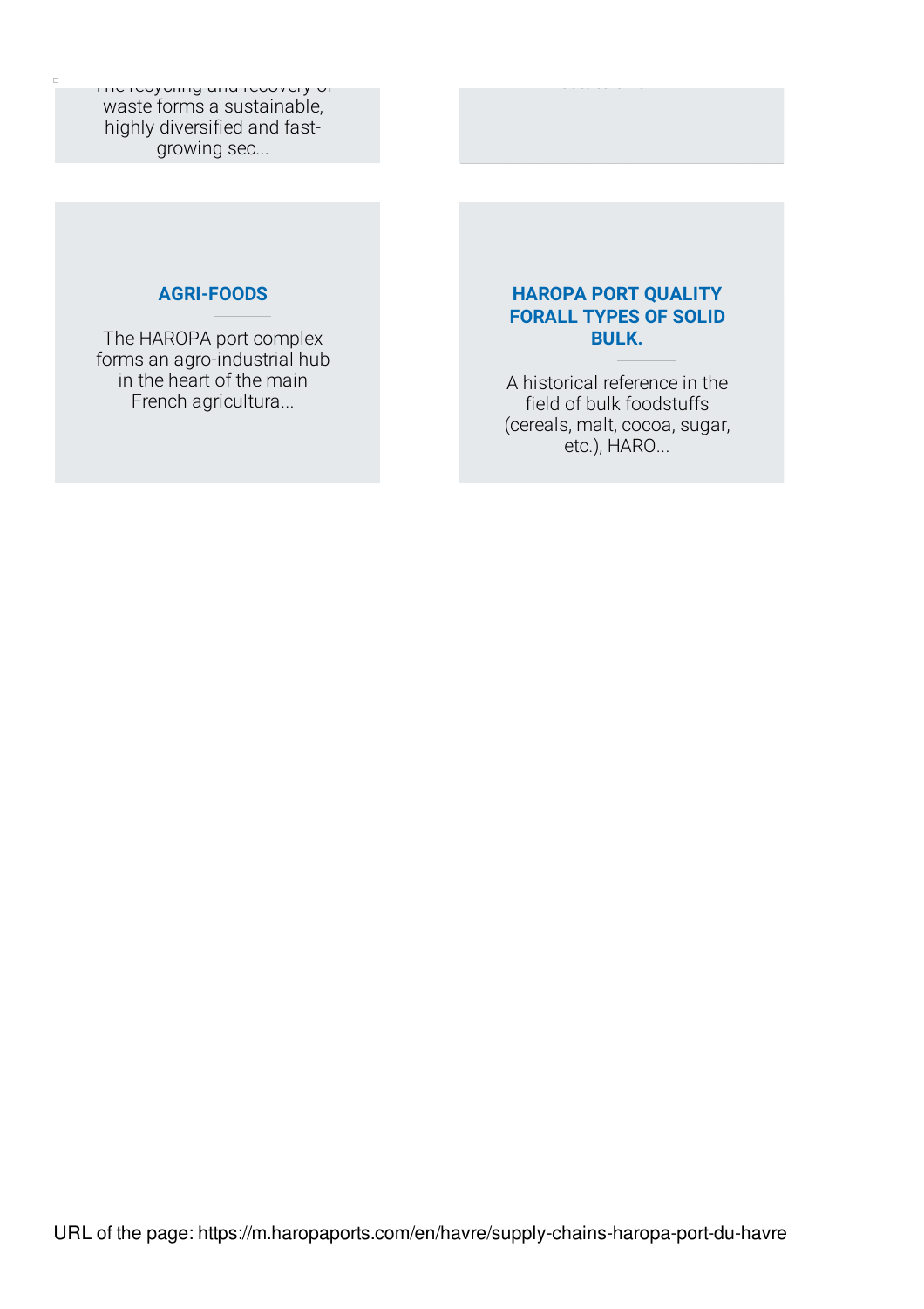The recycling and recovery of waste forms a sustainable, highly diversified and fast-growing sec...

### AGRI-FOODS

The HAROPA port complex forms an agro-industrial hub in the heart of the main French agricultura...

### HAROPA PORT QUALITY FORALL TYPES OF SOLID BULK.

A historical reference in the field of bulk foodstuffs (cereals, malt, cocoa, sugar, etc.), HARO...

URL of the page: https://m.haropaports.com/en/havre/supply-chains-haropa-port-du-havre